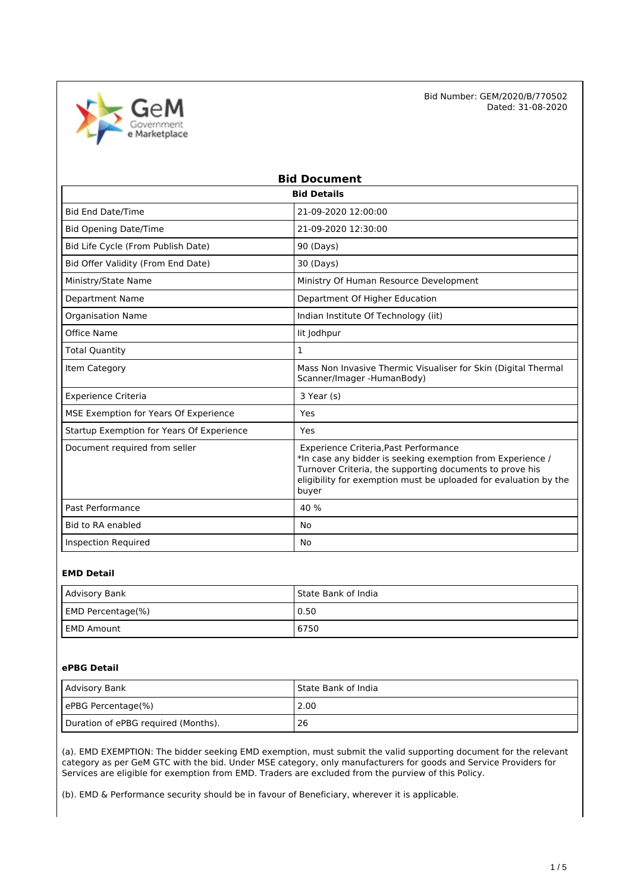Bid Number: GEM/2020/B/770502
Dated: 31-08-2020

# Bid Document

| Bid Details | |
|---|---|
| Bid End Date/Time | 21-09-2020 12:00:00 |
| Bid Opening Date/Time | 21-09-2020 12:30:00 |
| Bid Life Cycle (From Publish Date) | 90 (Days) |
| Bid Offer Validity (From End Date) | 30 (Days) |
| Ministry/State Name | Ministry Of Human Resource Development |
| Department Name | Department Of Higher Education |
| Organisation Name | Indian Institute Of Technology (iit) |
| Office Name | Iit Jodhpur |
| Total Quantity | 1 |
| Item Category | Mass Non Invasive Thermic Visualiser for Skin (Digital Thermal Scanner/Imager -HumanBody) |
| Experience Criteria | 3 Year (s) |
| MSE Exemption for Years Of Experience | Yes |
| Startup Exemption for Years Of Experience | Yes |
| Document required from seller | Experience Criteria,Past Performance<br>*In case any bidder is seeking exemption from Experience / Turnover Criteria, the supporting documents to prove his eligibility for exemption must be uploaded for evaluation by the buyer |
| Past Performance | 40 % |
| Bid to RA enabled | No |
| Inspection Required | No |

### EMD Detail

| | |
|---|---|
| Advisory Bank | State Bank of India |
| EMD Percentage(%) | 0.50 |
| EMD Amount | 6750 |

### ePBG Detail

| | |
|---|---|
| Advisory Bank | State Bank of India |
| ePBG Percentage(%) | 2.00 |
| Duration of ePBG required (Months). | 26 |

(a). EMD EXEMPTION: The bidder seeking EMD exemption, must submit the valid supporting document for the relevant category as per GeM GTC with the bid. Under MSE category, only manufacturers for goods and Service Providers for Services are eligible for exemption from EMD. Traders are excluded from the purview of this Policy.

(b). EMD & Performance security should be in favour of Beneficiary, wherever it is applicable.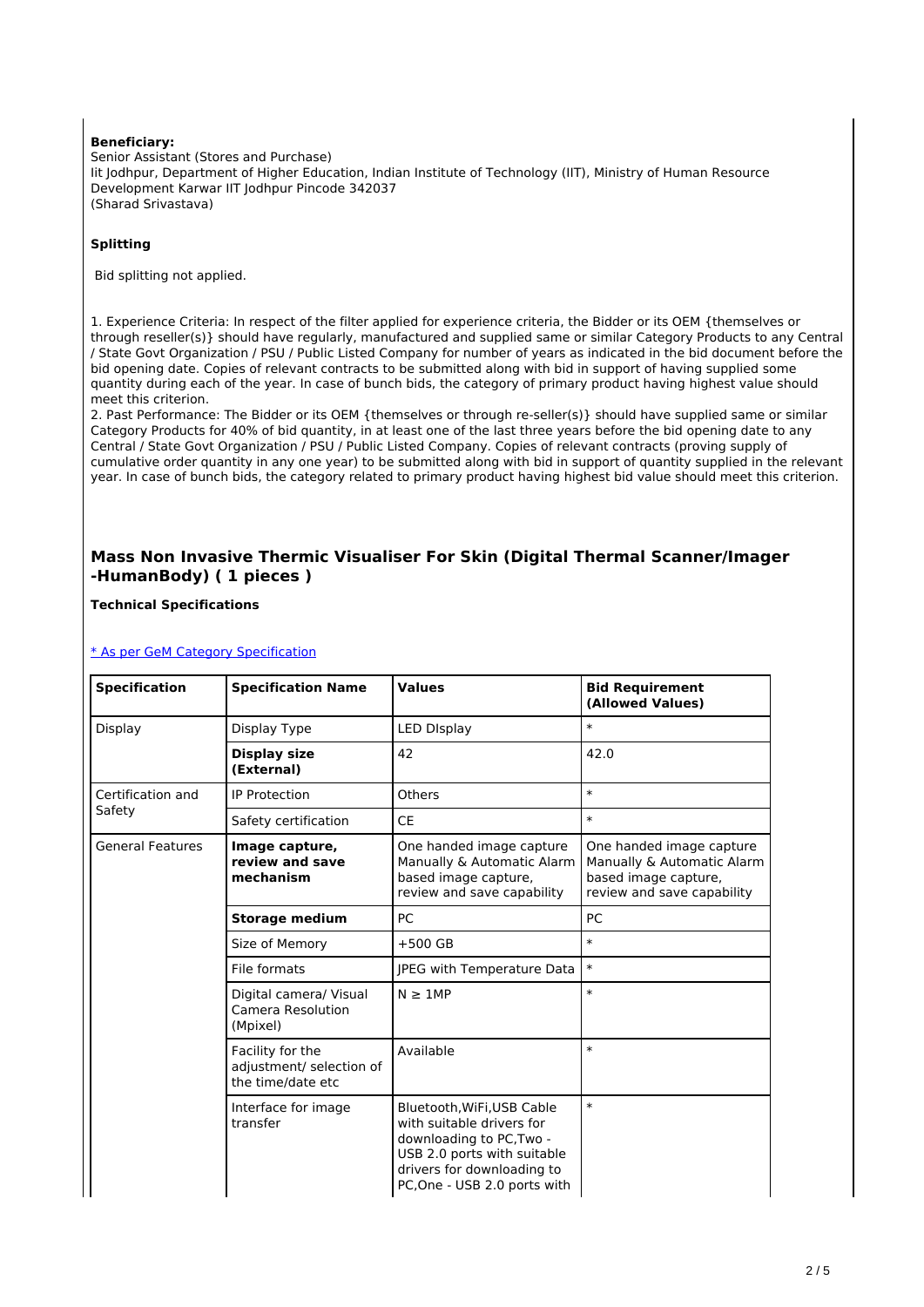**Beneficiary:**
Senior Assistant (Stores and Purchase)
Iit Jodhpur, Department of Higher Education, Indian Institute of Technology (IIT), Ministry of Human Resource Development Karwar IIT Jodhpur Pincode 342037
(Sharad Srivastava)

**Splitting**

Bid splitting not applied.

1. Experience Criteria: In respect of the filter applied for experience criteria, the Bidder or its OEM {themselves or through reseller(s)} should have regularly, manufactured and supplied same or similar Category Products to any Central / State Govt Organization / PSU / Public Listed Company for number of years as indicated in the bid document before the bid opening date. Copies of relevant contracts to be submitted along with bid in support of having supplied some quantity during each of the year. In case of bunch bids, the category of primary product having highest value should meet this criterion.
2. Past Performance: The Bidder or its OEM {themselves or through re-seller(s)} should have supplied same or similar Category Products for 40% of bid quantity, in at least one of the last three years before the bid opening date to any Central / State Govt Organization / PSU / Public Listed Company. Copies of relevant contracts (proving supply of cumulative order quantity in any one year) to be submitted along with bid in support of quantity supplied in the relevant year. In case of bunch bids, the category related to primary product having highest bid value should meet this criterion.

## Mass Non Invasive Thermic Visualiser For Skin (Digital Thermal Scanner/Imager -HumanBody) ( 1 pieces )

**Technical Specifications**

[* As per GeM Category Specification]

| Specification | Specification Name | Values | Bid Requirement (Allowed Values) |
|---|---|---|---|
| Display | Display Type | LED DIsplay | * |
| | **Display size (External)** | 42 | 42.0 |
| Certification and Safety | IP Protection | Others | * |
| | Safety certification | CE | * |
| General Features | **Image capture, review and save mechanism** | One handed image capture Manually & Automatic Alarm based image capture, review and save capability | One handed image capture Manually & Automatic Alarm based image capture, review and save capability |
| | **Storage medium** | PC | PC |
| | Size of Memory | +500 GB | * |
| | File formats | JPEG with Temperature Data | * |
| | Digital camera/ Visual Camera Resolution (Mpixel) | N ≥ 1MP | * |
| | Facility for the adjustment/ selection of the time/date etc | Available | * |
| | Interface for image transfer | Bluetooth,WiFi,USB Cable with suitable drivers for downloading to PC,Two - USB 2.0 ports with suitable drivers for downloading to PC,One - USB 2.0 ports with | * |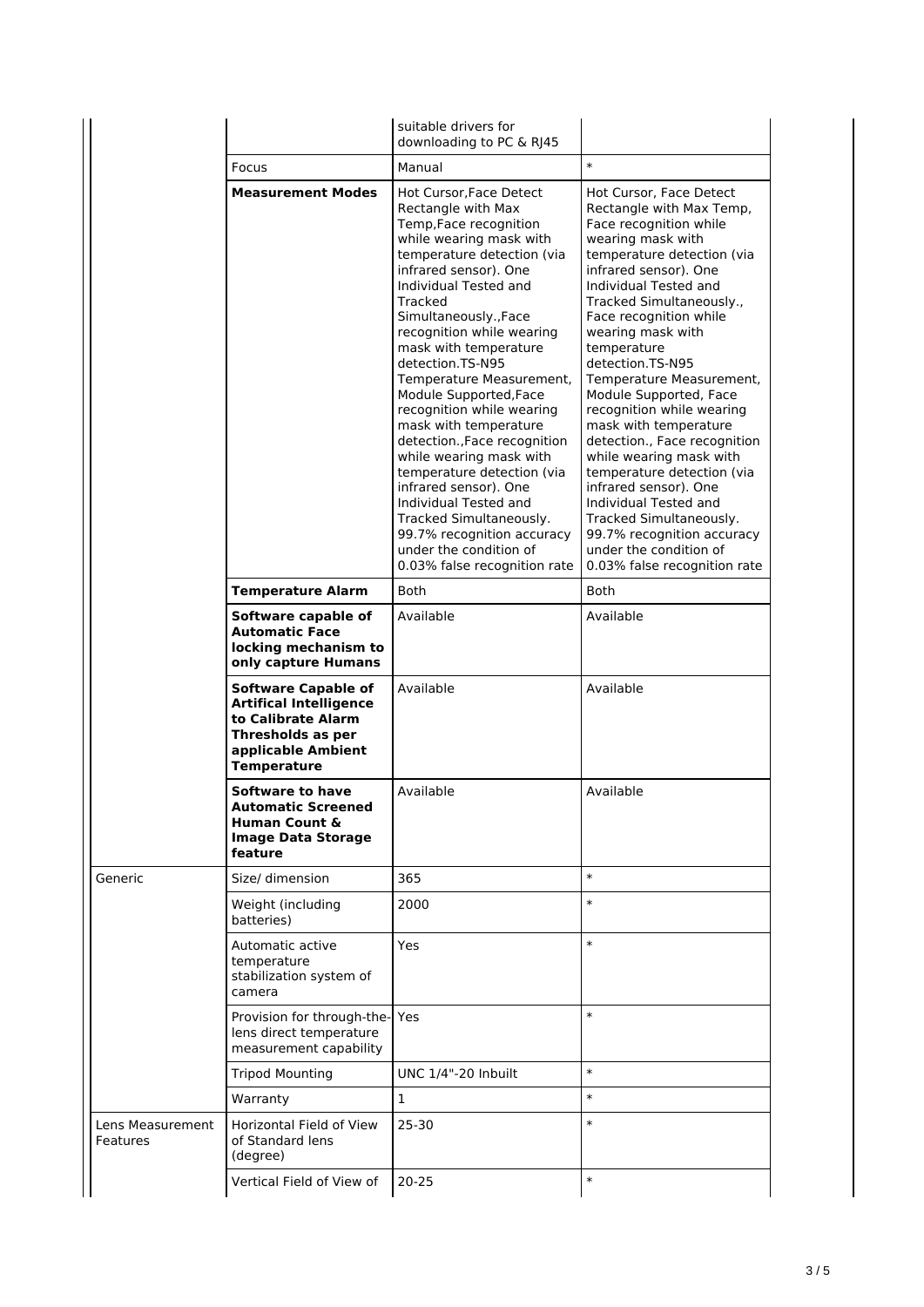| | | | |
|---|---|---|---|
| | | suitable drivers for downloading to PC & RJ45 | |
| | Focus | Manual | * |
| | **Measurement Modes** | Hot Cursor,Face Detect Rectangle with Max Temp,Face recognition while wearing mask with temperature detection (via infrared sensor). One Individual Tested and Tracked Simultaneously.,Face recognition while wearing mask with temperature detection.TS-N95 Temperature Measurement, Module Supported,Face recognition while wearing mask with temperature detection.,Face recognition while wearing mask with temperature detection (via infrared sensor). One Individual Tested and Tracked Simultaneously. 99.7% recognition accuracy under the condition of 0.03% false recognition rate | Hot Cursor, Face Detect Rectangle with Max Temp, Face recognition while wearing mask with temperature detection (via infrared sensor). One Individual Tested and Tracked Simultaneously., Face recognition while wearing mask with temperature detection.TS-N95 Temperature Measurement, Module Supported, Face recognition while wearing mask with temperature detection., Face recognition while wearing mask with temperature detection (via infrared sensor). One Individual Tested and Tracked Simultaneously. 99.7% recognition accuracy under the condition of 0.03% false recognition rate |
| | **Temperature Alarm** | Both | Both |
| | **Software capable of Automatic Face locking mechanism to only capture Humans** | Available | Available |
| | **Software Capable of Artifical Intelligence to Calibrate Alarm Thresholds as per applicable Ambient Temperature** | Available | Available |
| | **Software to have Automatic Screened Human Count & Image Data Storage feature** | Available | Available |
| Generic | Size/ dimension | 365 | * |
| | Weight (including batteries) | 2000 | * |
| | Automatic active temperature stabilization system of camera | Yes | * |
| | Provision for through-the-lens direct temperature measurement capability | Yes | * |
| | Tripod Mounting | UNC 1/4"-20 Inbuilt | * |
| | Warranty | 1 | * |
| Lens Measurement Features | Horizontal Field of View of Standard lens (degree) | 25-30 | * |
| | Vertical Field of View of | 20-25 | * |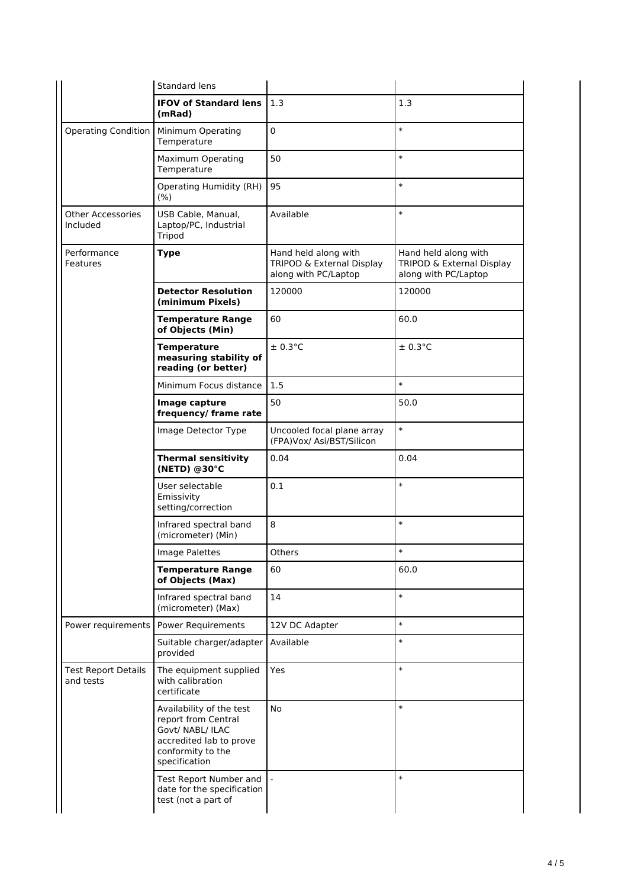| | | | |
|---|---|---|---|
| | Standard lens | | |
| | **IFOV of Standard lens (mRad)** | 1.3 | 1.3 |
| Operating Condition | Minimum Operating Temperature | 0 | * |
| | Maximum Operating Temperature | 50 | * |
| | Operating Humidity (RH) (%) | 95 | * |
| Other Accessories Included | USB Cable, Manual, Laptop/PC, Industrial Tripod | Available | * |
| Performance Features | **Type** | Hand held along with TRIPOD & External Display along with PC/Laptop | Hand held along with TRIPOD & External Display along with PC/Laptop |
| | **Detector Resolution (minimum Pixels)** | 120000 | 120000 |
| | **Temperature Range of Objects (Min)** | 60 | 60.0 |
| | **Temperature measuring stability of reading (or better)** | ± 0.3°C | ± 0.3°C |
| | Minimum Focus distance | 1.5 | * |
| | **Image capture frequency/ frame rate** | 50 | 50.0 |
| | Image Detector Type | Uncooled focal plane array (FPA)Vox/ Asi/BST/Silicon | * |
| | **Thermal sensitivity (NETD) @30°C** | 0.04 | 0.04 |
| | User selectable Emissivity setting/correction | 0.1 | * |
| | Infrared spectral band (micrometer) (Min) | 8 | * |
| | Image Palettes | Others | * |
| | **Temperature Range of Objects (Max)** | 60 | 60.0 |
| | Infrared spectral band (micrometer) (Max) | 14 | * |
| Power requirements | Power Requirements | 12V DC Adapter | * |
| | Suitable charger/adapter provided | Available | * |
| Test Report Details and tests | The equipment supplied with calibration certificate | Yes | * |
| | Availability of the test report from Central Govt/ NABL/ ILAC accredited lab to prove conformity to the specification | No | * |
| | Test Report Number and date for the specification test (not a part of | - | * |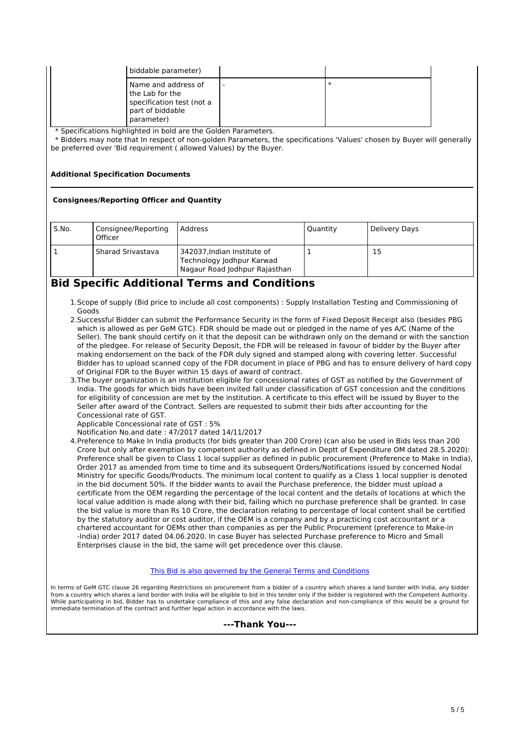| | | | |
|---|---|---|---|
| | biddable parameter) | | |
| | Name and address of the Lab for the specification test (not a part of biddable parameter) | - | * |

* Specifications highlighted in bold are the Golden Parameters.

* Bidders may note that In respect of non-golden Parameters, the specifications 'Values' chosen by Buyer will generally be preferred over 'Bid requirement ( allowed Values) by the Buyer.

**Additional Specification Documents**

**Consignees/Reporting Officer and Quantity**

| S.No. | Consignee/Reporting Officer | Address | Quantity | Delivery Days |
|---|---|---|---|---|
| 1 | Sharad Srivastava | 342037,Indian Institute of Technology Jodhpur Karwad Nagaur Road Jodhpur Rajasthan | 1 | 15 |

# Bid Specific Additional Terms and Conditions

1. Scope of supply (Bid price to include all cost components) : Supply Installation Testing and Commissioning of Goods
2. Successful Bidder can submit the Performance Security in the form of Fixed Deposit Receipt also (besides PBG which is allowed as per GeM GTC). FDR should be made out or pledged in the name of yes A/C (Name of the Seller). The bank should certify on it that the deposit can be withdrawn only on the demand or with the sanction of the pledgee. For release of Security Deposit, the FDR will be released in favour of bidder by the Buyer after making endorsement on the back of the FDR duly signed and stamped along with covering letter. Successful Bidder has to upload scanned copy of the FDR document in place of PBG and has to ensure delivery of hard copy of Original FDR to the Buyer within 15 days of award of contract.
3. The buyer organization is an institution eligible for concessional rates of GST as notified by the Government of India. The goods for which bids have been invited fall under classification of GST concession and the conditions for eligibility of concession are met by the institution. A certificate to this effect will be issued by Buyer to the Seller after award of the Contract. Sellers are requested to submit their bids after accounting for the Concessional rate of GST.
   Applicable Concessional rate of GST : 5%
   Notification No.and date : 47/2017 dated 14/11/2017
4. Preference to Make In India products (for bids greater than 200 Crore) (can also be used in Bids less than 200 Crore but only after exemption by competent authority as defined in Deptt of Expenditure OM dated 28.5.2020): Preference shall be given to Class 1 local supplier as defined in public procurement (Preference to Make in India), Order 2017 as amended from time to time and its subsequent Orders/Notifications issued by concerned Nodal Ministry for specific Goods/Products. The minimum local content to qualify as a Class 1 local supplier is denoted in the bid document 50%. If the bidder wants to avail the Purchase preference, the bidder must upload a certificate from the OEM regarding the percentage of the local content and the details of locations at which the local value addition is made along with their bid, failing which no purchase preference shall be granted. In case the bid value is more than Rs 10 Crore, the declaration relating to percentage of local content shall be certified by the statutory auditor or cost auditor, if the OEM is a company and by a practicing cost accountant or a chartered accountant for OEMs other than companies as per the Public Procurement (preference to Make-in -India) order 2017 dated 04.06.2020. In case Buyer has selected Purchase preference to Micro and Small Enterprises clause in the bid, the same will get precedence over this clause.

This Bid is also governed by the General Terms and Conditions

In terms of GeM GTC clause 26 regarding Restrictions on procurement from a bidder of a country which shares a land border with India, any bidder from a country which shares a land border with India will be eligible to bid in this tender only if the bidder is registered with the Competent Authority. While participating in bid, Bidder has to undertake compliance of this and any false declaration and non-compliance of this would be a ground for immediate termination of the contract and further legal action in accordance with the laws.

**---Thank You---**